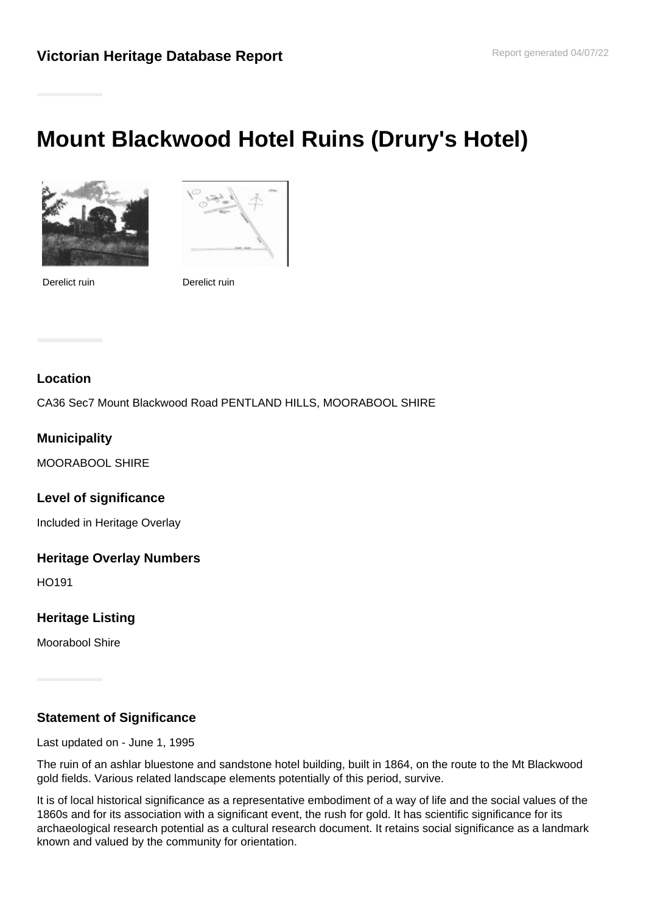**Victorian Heritage Database Report**

Report generated 04/07/22

# Mount Blackwood Hotel Ruins (Drury's Hotel)

Derelict ruin

Derelict ruin

### Location

CA36 Sec7 Mount Blackwood Road PENTLAND HILLS, MOORABOOL SHIRE

### Municipality

MOORABOOL SHIRE

### Level of significance

Included in Heritage Overlay

### Heritage Overlay Numbers

HO191

### Heritage Listing

Moorabool Shire

### Statement of Significance

Last updated on - June 1, 1995

The ruin of an ashlar bluestone and sandstone hotel building, built in 1864, on the route to the Mt Blackwood gold fields. Various related landscape elements potentially of this period, survive.

It is of local historical significance as a representative embodiment of a way of life and the social values of the 1860s and for its association with a significant event, the rush for gold. It has scientific significance for its archaeological research potential as a cultural research document. It retains social significance as a landmark known and valued by the community for orientation.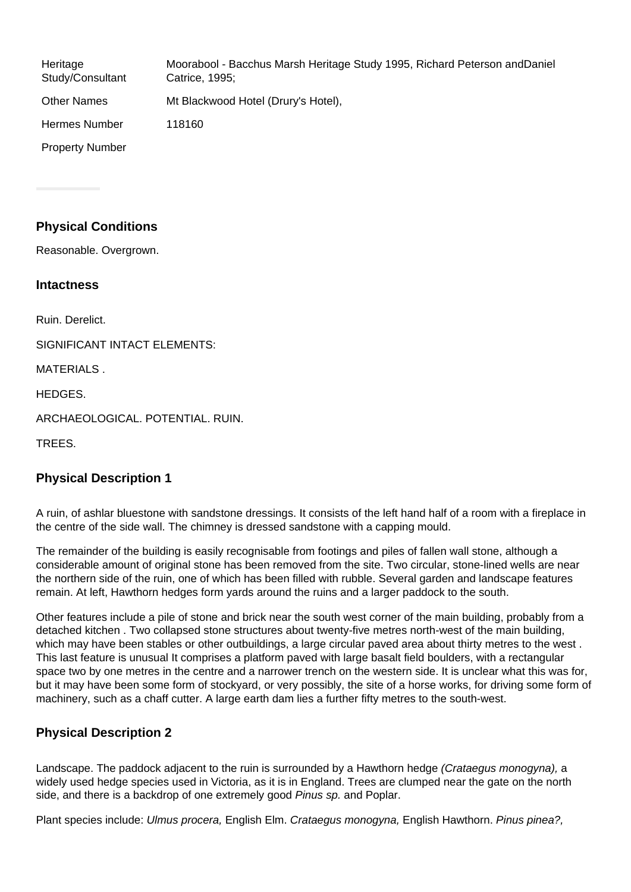| | |
|---|---|
| Heritage Study/Consultant | Moorabool - Bacchus Marsh Heritage Study 1995, Richard Peterson andDaniel Catrice, 1995; |
| Other Names | Mt Blackwood Hotel (Drury's Hotel), |
| Hermes Number | 118160 |
| Property Number | |

### Physical Conditions

Reasonable. Overgrown.

### Intactness

Ruin. Derelict.

SIGNIFICANT INTACT ELEMENTS:

MATERIALS .

HEDGES.

ARCHAEOLOGICAL. POTENTIAL. RUIN.

TREES.

### Physical Description 1

A ruin, of ashlar bluestone with sandstone dressings. It consists of the left hand half of a room with a fireplace in the centre of the side wall. The chimney is dressed sandstone with a capping mould.

The remainder of the building is easily recognisable from footings and piles of fallen wall stone, although a considerable amount of original stone has been removed from the site. Two circular, stone-lined wells are near the northern side of the ruin, one of which has been filled with rubble. Several garden and landscape features remain. At left, Hawthorn hedges form yards around the ruins and a larger paddock to the south.

Other features include a pile of stone and brick near the south west corner of the main building, probably from a detached kitchen . Two collapsed stone structures about twenty-five metres north-west of the main building, which may have been stables or other outbuildings, a large circular paved area about thirty metres to the west . This last feature is unusual It comprises a platform paved with large basalt field boulders, with a rectangular space two by one metres in the centre and a narrower trench on the western side. It is unclear what this was for, but it may have been some form of stockyard, or very possibly, the site of a horse works, for driving some form of machinery, such as a chaff cutter. A large earth dam lies a further fifty metres to the south-west.

### Physical Description 2

Landscape. The paddock adjacent to the ruin is surrounded by a Hawthorn hedge *(Crataegus monogyna),* a widely used hedge species used in Victoria, as it is in England. Trees are clumped near the gate on the north side, and there is a backdrop of one extremely good *Pinus sp.* and Poplar.

Plant species include: *Ulmus procera,* English Elm. *Crataegus monogyna,* English Hawthorn. *Pinus pinea?,*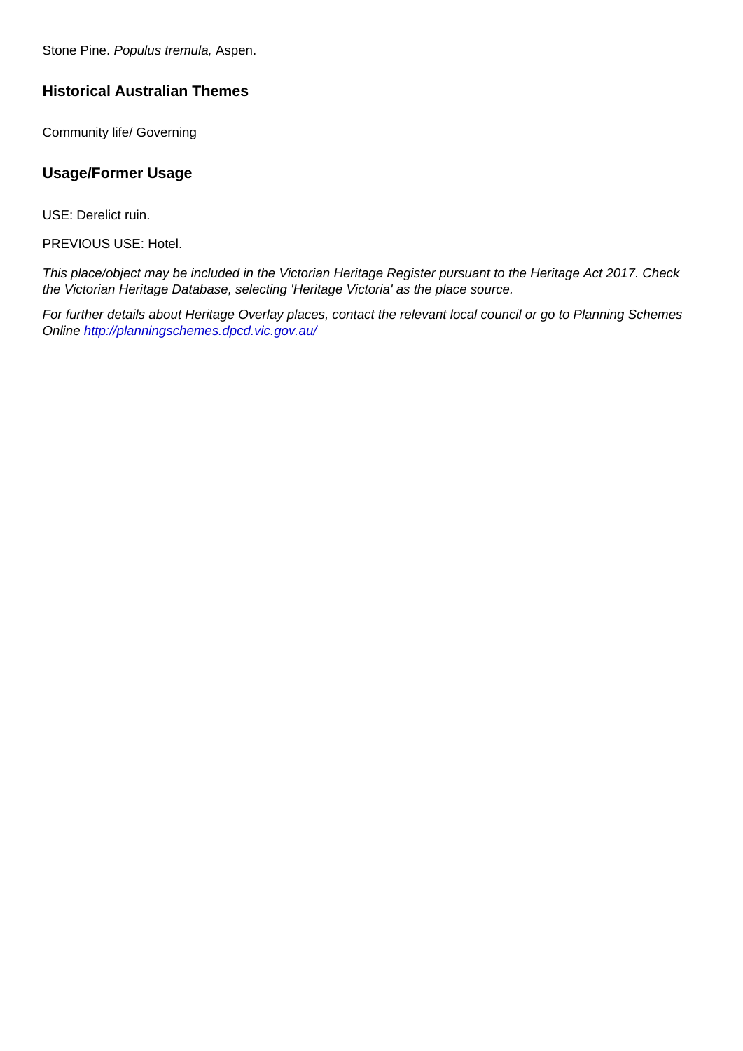Stone Pine. *Populus tremula,* Aspen.

### Historical Australian Themes

Community life/ Governing

### Usage/Former Usage

USE: Derelict ruin.

PREVIOUS USE: Hotel.

*This place/object may be included in the Victorian Heritage Register pursuant to the Heritage Act 2017. Check the Victorian Heritage Database, selecting 'Heritage Victoria' as the place source.*

*For further details about Heritage Overlay places, contact the relevant local council or go to Planning Schemes Online [http://planningschemes.dpcd.vic.gov.au/](http://planningschemes.dpcd.vic.gov.au/)*